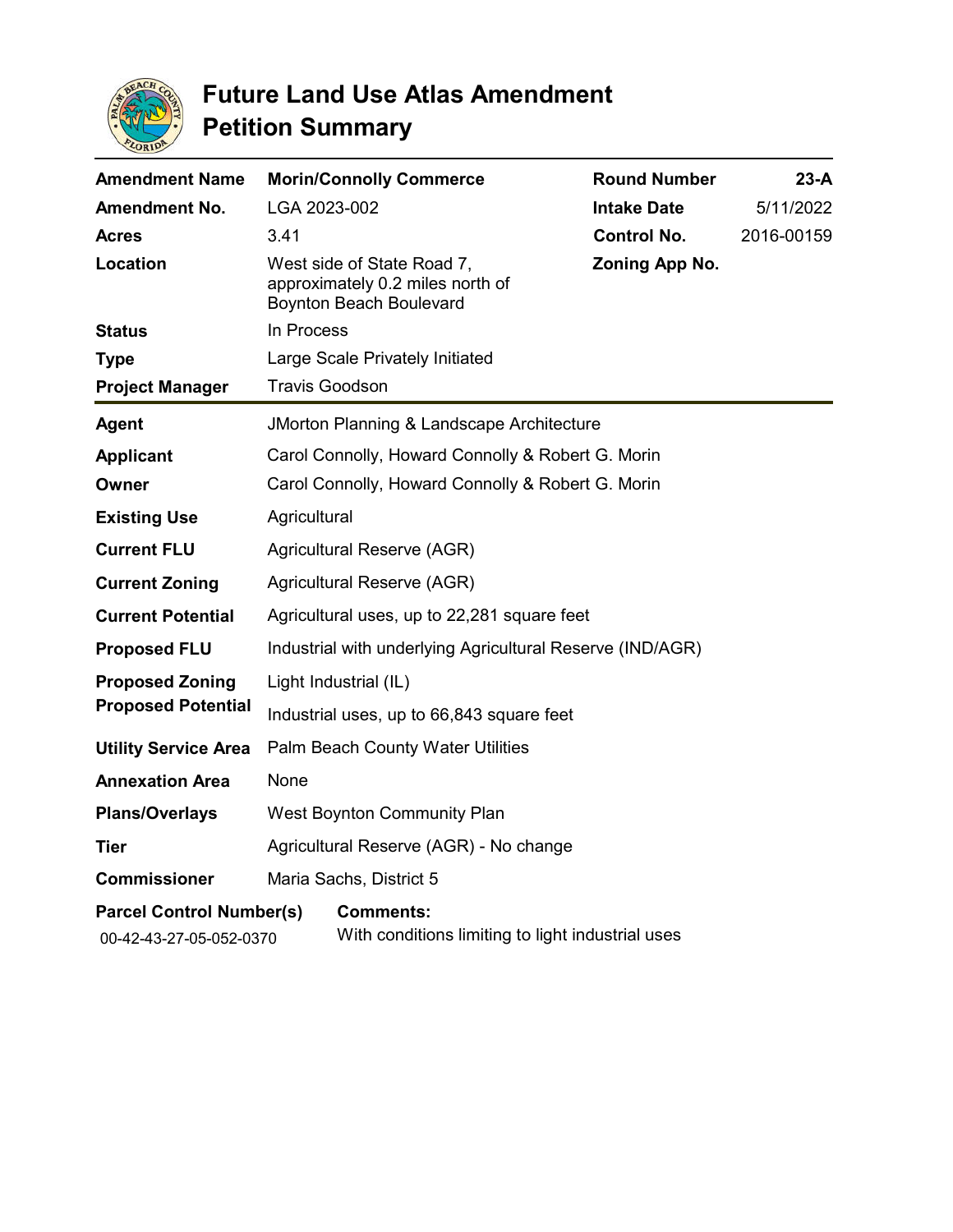# Future Land Use Atlas Amendment Petition Summary

| | | | |
|---|---|---|---|
| **Amendment Name** | **Morin/Connolly Commerce** | **Round Number** | **23-A** |
| **Amendment No.** | LGA 2023-002 | **Intake Date** | 5/11/2022 |
| **Acres** | 3.41 | **Control No.** | 2016-00159 |
| **Location** | West side of State Road 7, approximately 0.2 miles north of Boynton Beach Boulevard | **Zoning App No.** | |
| **Status** | In Process | | |
| **Type** | Large Scale Privately Initiated | | |
| **Project Manager** | Travis Goodson | | |

| | |
|---|---|
| **Agent** | JMorton Planning & Landscape Architecture |
| **Applicant** | Carol Connolly, Howard Connolly & Robert G. Morin |
| **Owner** | Carol Connolly, Howard Connolly & Robert G. Morin |
| **Existing Use** | Agricultural |
| **Current FLU** | Agricultural Reserve (AGR) |
| **Current Zoning** | Agricultural Reserve (AGR) |
| **Current Potential** | Agricultural uses, up to 22,281 square feet |
| **Proposed FLU** | Industrial with underlying Agricultural Reserve (IND/AGR) |
| **Proposed Zoning** | Light Industrial (IL) |
| **Proposed Potential** | Industrial uses, up to 66,843 square feet |
| **Utility Service Area** | Palm Beach County Water Utilities |
| **Annexation Area** | None |
| **Plans/Overlays** | West Boynton Community Plan |
| **Tier** | Agricultural Reserve (AGR) - No change |
| **Commissioner** | Maria Sachs, District 5 |

| **Parcel Control Number(s)** | **Comments:** |
|---|---|
| 00-42-43-27-05-052-0370 | With conditions limiting to light industrial uses |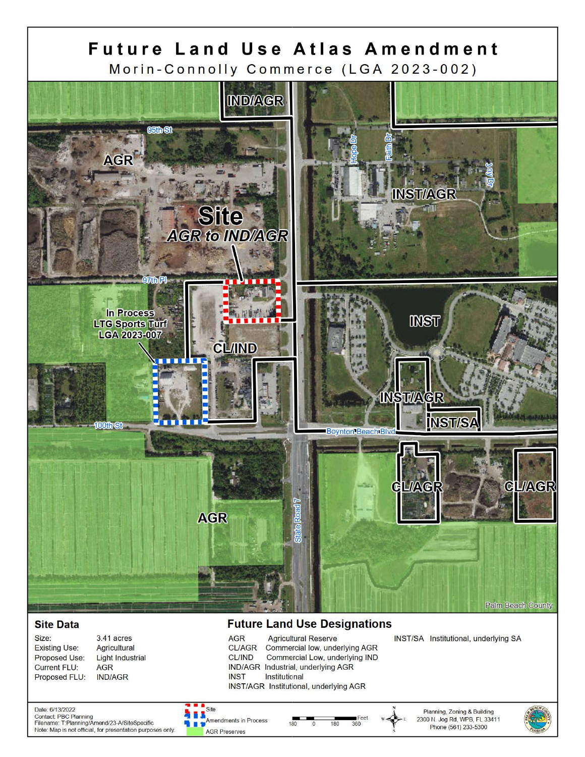# Future Land Use Atlas Amendment

Morin-Connolly Commerce (LGA 2023-002)

IND/AGR

95th St

AGR

Hope Dr

Faith Dr

Joy Dr

INST/AGR

**Site**

*AGR to IND/AGR*

97th Pl

In Process
LTG Sports Turf
LGA 2023-007

CL/IND

INST

INST/AGR

INST/SA

100th St

Boynton Beach Blvd

CL/AGR

CL/AGR

AGR

State Road 7

Palm Beach County

## Site Data

| | |
|---|---|
| Size: | 3.41 acres |
| Existing Use: | Agricultural |
| Proposed Use: | Light Industrial |
| Current FLU: | AGR |
| Proposed FLU: | IND/AGR |

## Future Land Use Designations

| | |
|---|---|
| AGR | Agricultural Reserve |
| CL/AGR | Commercial low, underlying AGR |
| CL/IND | Commercial Low, underlying IND |
| IND/AGR | Industrial, underlying AGR |
| INST | Institutional |
| INST/AGR | Institutional, underlying AGR |
| INST/SA | Institutional, underlying SA |

Date: 6/13/2022
Contact: PBC Planning
Filename: T:Planning/Amend/23-A/SiteSpecific
Note: Map is not official, for presentation purposes only.

Site

Amendments in Process

AGR Preserves

180 0 180 360 Feet

N S E W

Planning, Zoning & Building
2300 N. Jog Rd, WPB, FL 33411
Phone (561) 233-5300